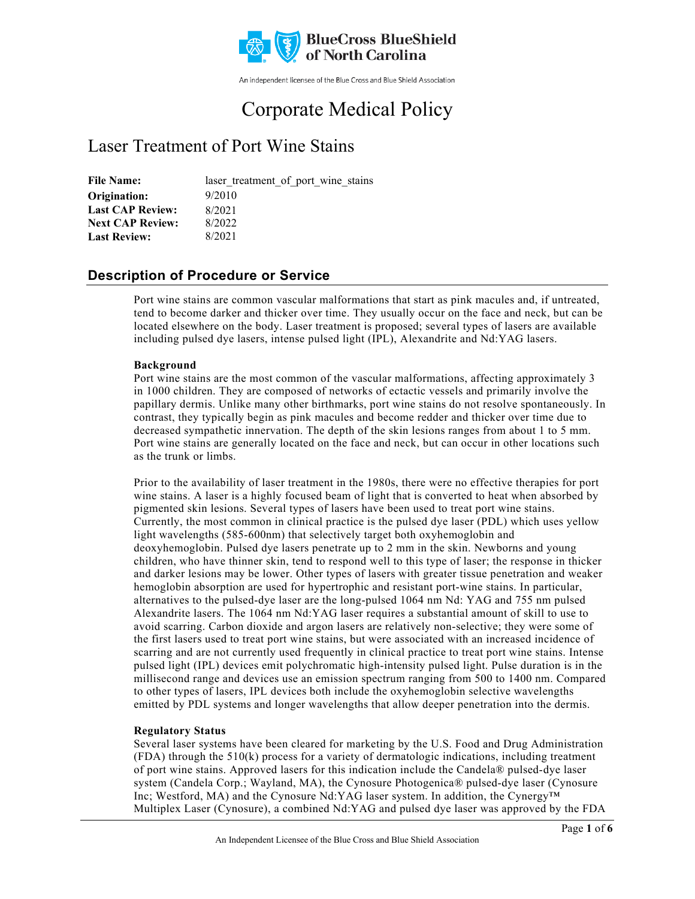# Corporate Medical Policy

## Laser Treatment of Port Wine Stains

| | |
|---|---|
| **File Name:** | laser_treatment_of_port_wine_stains |
| **Origination:** | 9/2010 |
| **Last CAP Review:** | 8/2021 |
| **Next CAP Review:** | 8/2022 |
| **Last Review:** | 8/2021 |

## Description of Procedure or Service

Port wine stains are common vascular malformations that start as pink macules and, if untreated, tend to become darker and thicker over time. They usually occur on the face and neck, but can be located elsewhere on the body. Laser treatment is proposed; several types of lasers are available including pulsed dye lasers, intense pulsed light (IPL), Alexandrite and Nd:YAG lasers.

**Background**

Port wine stains are the most common of the vascular malformations, affecting approximately 3 in 1000 children. They are composed of networks of ectactic vessels and primarily involve the papillary dermis. Unlike many other birthmarks, port wine stains do not resolve spontaneously. In contrast, they typically begin as pink macules and become redder and thicker over time due to decreased sympathetic innervation. The depth of the skin lesions ranges from about 1 to 5 mm. Port wine stains are generally located on the face and neck, but can occur in other locations such as the trunk or limbs.

Prior to the availability of laser treatment in the 1980s, there were no effective therapies for port wine stains. A laser is a highly focused beam of light that is converted to heat when absorbed by pigmented skin lesions. Several types of lasers have been used to treat port wine stains. Currently, the most common in clinical practice is the pulsed dye laser (PDL) which uses yellow light wavelengths (585-600nm) that selectively target both oxyhemoglobin and deoxyhemoglobin. Pulsed dye lasers penetrate up to 2 mm in the skin. Newborns and young children, who have thinner skin, tend to respond well to this type of laser; the response in thicker and darker lesions may be lower. Other types of lasers with greater tissue penetration and weaker hemoglobin absorption are used for hypertrophic and resistant port-wine stains. In particular, alternatives to the pulsed-dye laser are the long-pulsed 1064 nm Nd: YAG and 755 nm pulsed Alexandrite lasers. The 1064 nm Nd:YAG laser requires a substantial amount of skill to use to avoid scarring. Carbon dioxide and argon lasers are relatively non-selective; they were some of the first lasers used to treat port wine stains, but were associated with an increased incidence of scarring and are not currently used frequently in clinical practice to treat port wine stains. Intense pulsed light (IPL) devices emit polychromatic high-intensity pulsed light. Pulse duration is in the millisecond range and devices use an emission spectrum ranging from 500 to 1400 nm. Compared to other types of lasers, IPL devices both include the oxyhemoglobin selective wavelengths emitted by PDL systems and longer wavelengths that allow deeper penetration into the dermis.

**Regulatory Status**

Several laser systems have been cleared for marketing by the U.S. Food and Drug Administration (FDA) through the 510(k) process for a variety of dermatologic indications, including treatment of port wine stains. Approved lasers for this indication include the Candela® pulsed-dye laser system (Candela Corp.; Wayland, MA), the Cynosure Photogenica® pulsed-dye laser (Cynosure Inc; Westford, MA) and the Cynosure Nd:YAG laser system. In addition, the Cynergy™ Multiplex Laser (Cynosure), a combined Nd:YAG and pulsed dye laser was approved by the FDA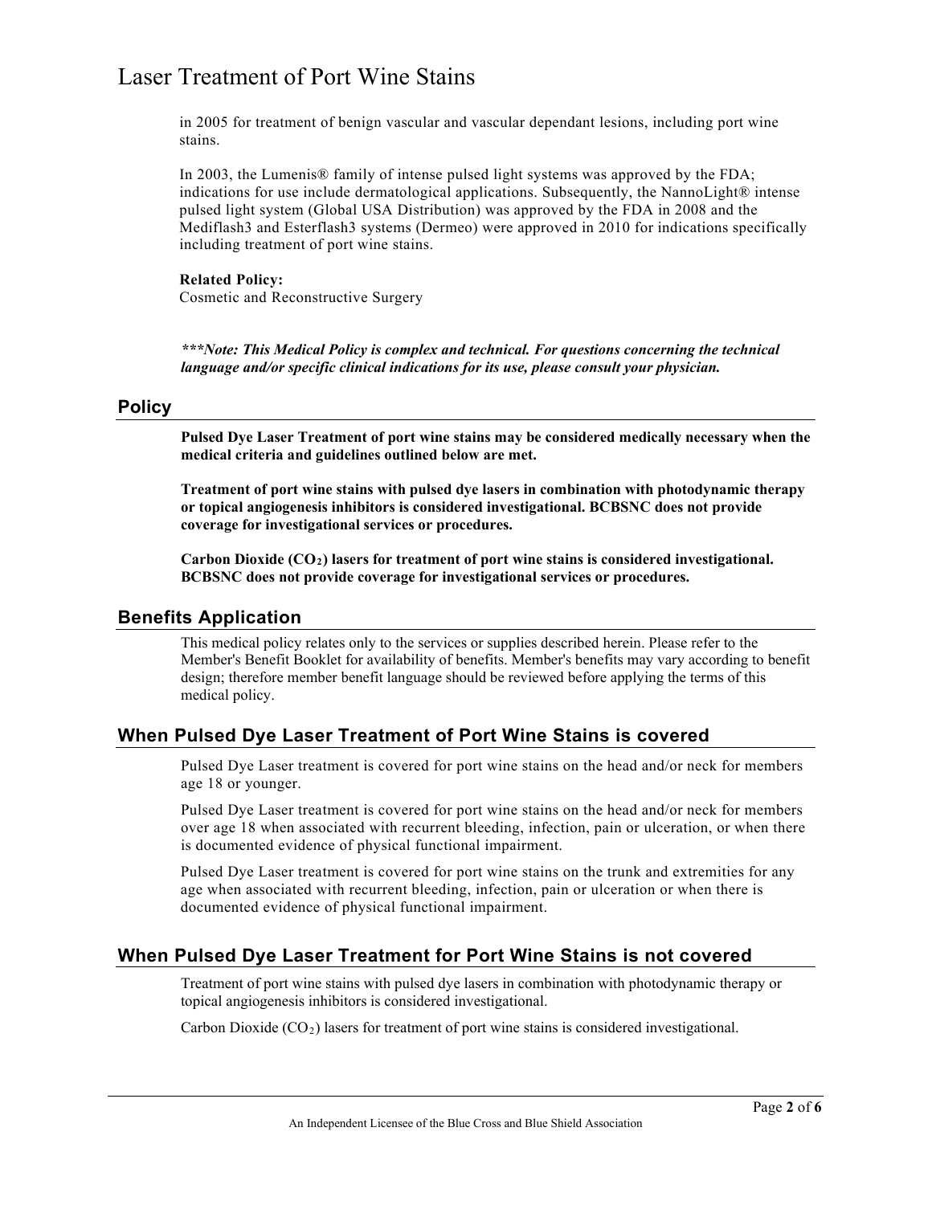in 2005 for treatment of benign vascular and vascular dependant lesions, including port wine stains.

In 2003, the Lumenis® family of intense pulsed light systems was approved by the FDA; indications for use include dermatological applications. Subsequently, the NannoLight® intense pulsed light system (Global USA Distribution) was approved by the FDA in 2008 and the Mediflash3 and Esterflash3 systems (Dermeo) were approved in 2010 for indications specifically including treatment of port wine stains.

**Related Policy:**
Cosmetic and Reconstructive Surgery

***\*\*\*Note: This Medical Policy is complex and technical. For questions concerning the technical language and/or specific clinical indications for its use, please consult your physician.***

## Policy

**Pulsed Dye Laser Treatment of port wine stains may be considered medically necessary when the medical criteria and guidelines outlined below are met.**

**Treatment of port wine stains with pulsed dye lasers in combination with photodynamic therapy or topical angiogenesis inhibitors is considered investigational. BCBSNC does not provide coverage for investigational services or procedures.**

**Carbon Dioxide ($CO_2$) lasers for treatment of port wine stains is considered investigational. BCBSNC does not provide coverage for investigational services or procedures.**

## Benefits Application

This medical policy relates only to the services or supplies described herein. Please refer to the Member's Benefit Booklet for availability of benefits. Member's benefits may vary according to benefit design; therefore member benefit language should be reviewed before applying the terms of this medical policy.

## When Pulsed Dye Laser Treatment of Port Wine Stains is covered

Pulsed Dye Laser treatment is covered for port wine stains on the head and/or neck for members age 18 or younger.

Pulsed Dye Laser treatment is covered for port wine stains on the head and/or neck for members over age 18 when associated with recurrent bleeding, infection, pain or ulceration, or when there is documented evidence of physical functional impairment.

Pulsed Dye Laser treatment is covered for port wine stains on the trunk and extremities for any age when associated with recurrent bleeding, infection, pain or ulceration or when there is documented evidence of physical functional impairment.

## When Pulsed Dye Laser Treatment for Port Wine Stains is not covered

Treatment of port wine stains with pulsed dye lasers in combination with photodynamic therapy or topical angiogenesis inhibitors is considered investigational.

Carbon Dioxide ($CO_2$) lasers for treatment of port wine stains is considered investigational.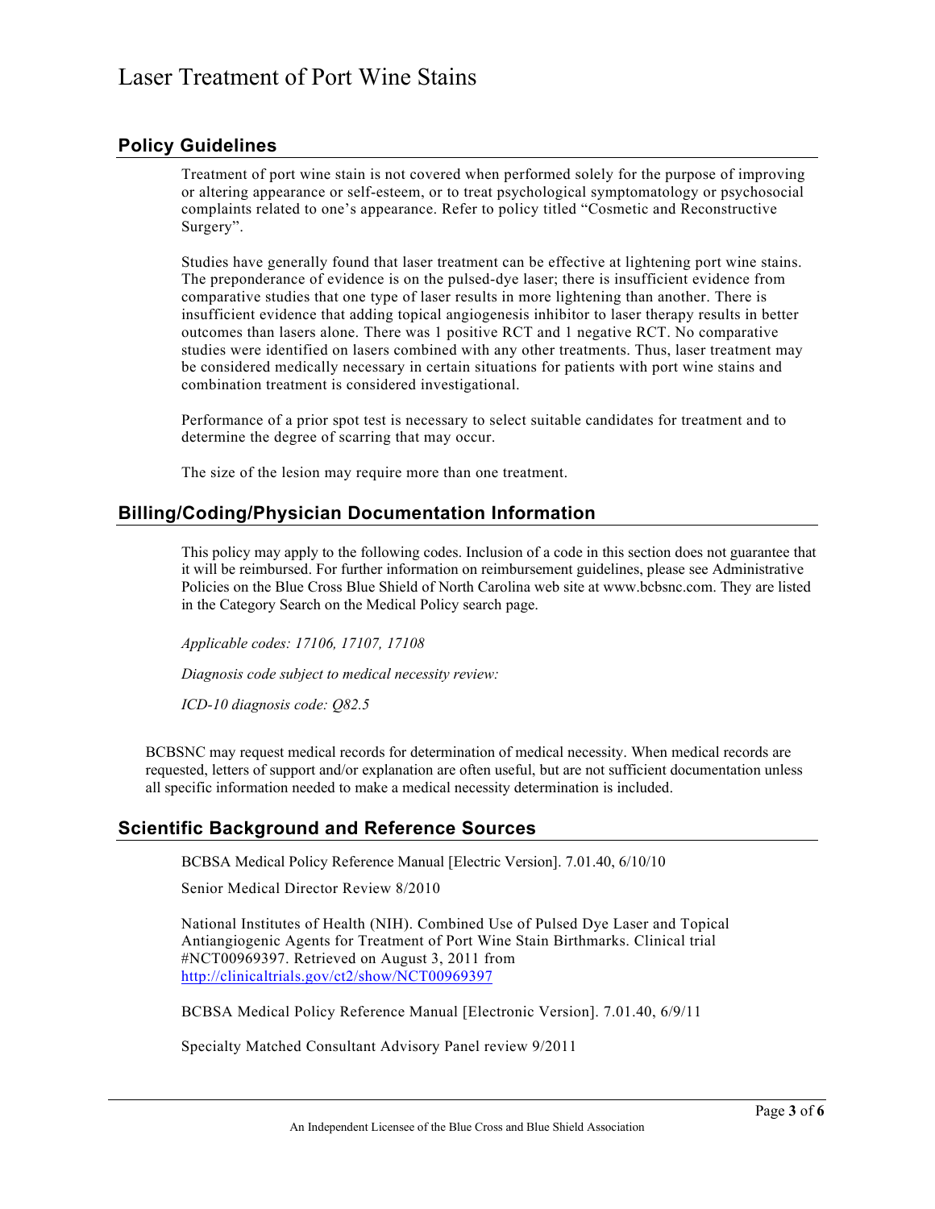## Policy Guidelines

Treatment of port wine stain is not covered when performed solely for the purpose of improving or altering appearance or self-esteem, or to treat psychological symptomatology or psychosocial complaints related to one's appearance. Refer to policy titled "Cosmetic and Reconstructive Surgery".

Studies have generally found that laser treatment can be effective at lightening port wine stains. The preponderance of evidence is on the pulsed-dye laser; there is insufficient evidence from comparative studies that one type of laser results in more lightening than another. There is insufficient evidence that adding topical angiogenesis inhibitor to laser therapy results in better outcomes than lasers alone. There was 1 positive RCT and 1 negative RCT. No comparative studies were identified on lasers combined with any other treatments. Thus, laser treatment may be considered medically necessary in certain situations for patients with port wine stains and combination treatment is considered investigational.

Performance of a prior spot test is necessary to select suitable candidates for treatment and to determine the degree of scarring that may occur.

The size of the lesion may require more than one treatment.

## Billing/Coding/Physician Documentation Information

This policy may apply to the following codes. Inclusion of a code in this section does not guarantee that it will be reimbursed. For further information on reimbursement guidelines, please see Administrative Policies on the Blue Cross Blue Shield of North Carolina web site at www.bcbsnc.com. They are listed in the Category Search on the Medical Policy search page.

*Applicable codes: 17106, 17107, 17108*

*Diagnosis code subject to medical necessity review:*

*ICD-10 diagnosis code: Q82.5*

BCBSNC may request medical records for determination of medical necessity. When medical records are requested, letters of support and/or explanation are often useful, but are not sufficient documentation unless all specific information needed to make a medical necessity determination is included.

## Scientific Background and Reference Sources

BCBSA Medical Policy Reference Manual [Electric Version]. 7.01.40, 6/10/10

Senior Medical Director Review 8/2010

National Institutes of Health (NIH). Combined Use of Pulsed Dye Laser and Topical Antiangiogenic Agents for Treatment of Port Wine Stain Birthmarks. Clinical trial #NCT00969397. Retrieved on August 3, 2011 from http://clinicaltrials.gov/ct2/show/NCT00969397

BCBSA Medical Policy Reference Manual [Electronic Version]. 7.01.40, 6/9/11

Specialty Matched Consultant Advisory Panel review 9/2011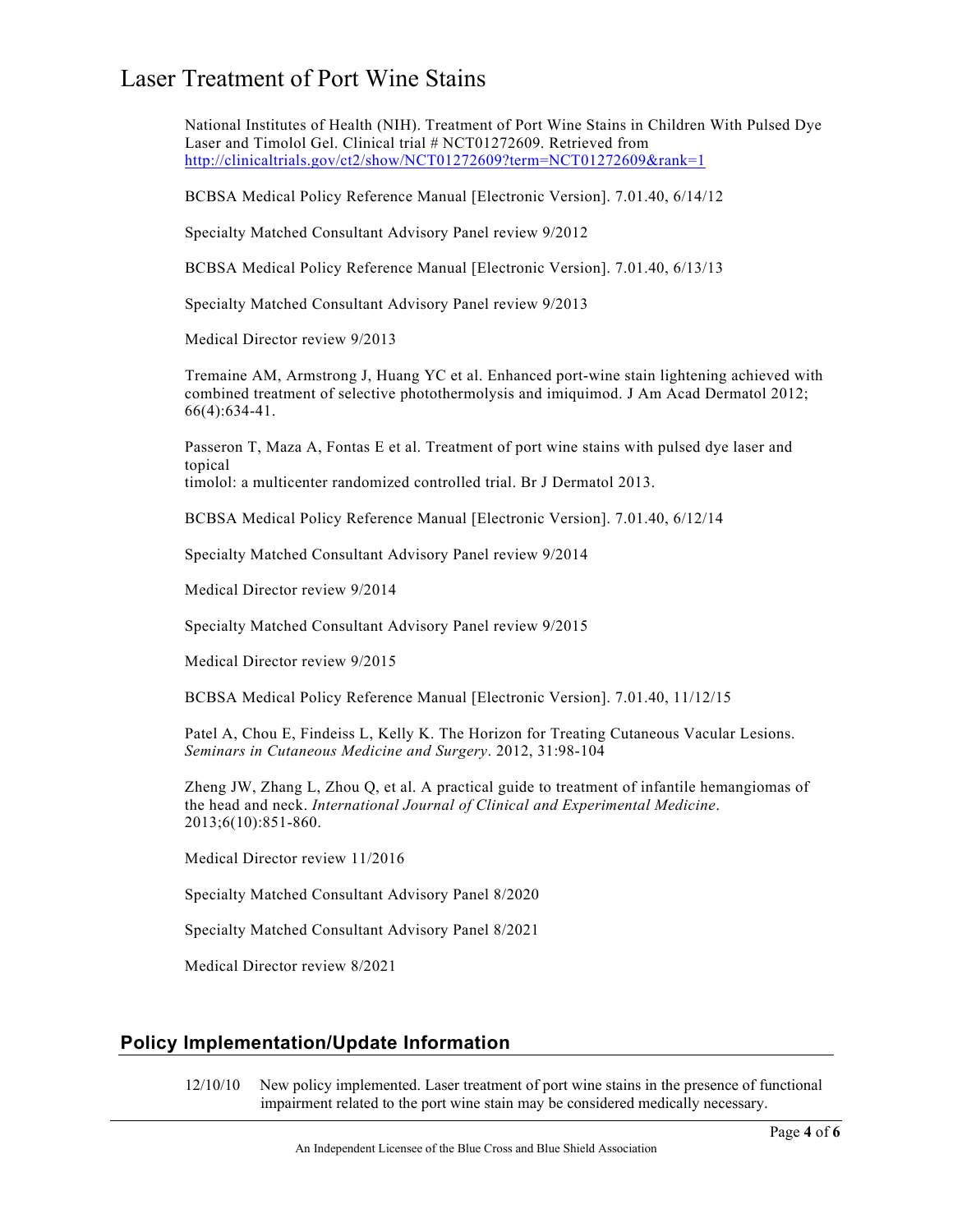National Institutes of Health (NIH). Treatment of Port Wine Stains in Children With Pulsed Dye Laser and Timolol Gel. Clinical trial # NCT01272609. Retrieved from [http://clinicaltrials.gov/ct2/show/NCT01272609?term=NCT01272609&rank=1](http://clinicaltrials.gov/ct2/show/NCT01272609?term=NCT01272609&rank=1)

BCBSA Medical Policy Reference Manual [Electronic Version]. 7.01.40, 6/14/12

Specialty Matched Consultant Advisory Panel review 9/2012

BCBSA Medical Policy Reference Manual [Electronic Version]. 7.01.40, 6/13/13

Specialty Matched Consultant Advisory Panel review 9/2013

Medical Director review 9/2013

Tremaine AM, Armstrong J, Huang YC et al. Enhanced port-wine stain lightening achieved with combined treatment of selective photothermolysis and imiquimod. J Am Acad Dermatol 2012; 66(4):634-41.

Passeron T, Maza A, Fontas E et al. Treatment of port wine stains with pulsed dye laser and topical
timolol: a multicenter randomized controlled trial. Br J Dermatol 2013.

BCBSA Medical Policy Reference Manual [Electronic Version]. 7.01.40, 6/12/14

Specialty Matched Consultant Advisory Panel review 9/2014

Medical Director review 9/2014

Specialty Matched Consultant Advisory Panel review 9/2015

Medical Director review 9/2015

BCBSA Medical Policy Reference Manual [Electronic Version]. 7.01.40, 11/12/15

Patel A, Chou E, Findeiss L, Kelly K. The Horizon for Treating Cutaneous Vacular Lesions. *Seminars in Cutaneous Medicine and Surgery*. 2012, 31:98-104

Zheng JW, Zhang L, Zhou Q, et al. A practical guide to treatment of infantile hemangiomas of the head and neck. *International Journal of Clinical and Experimental Medicine*. 2013;6(10):851-860.

Medical Director review 11/2016

Specialty Matched Consultant Advisory Panel 8/2020

Specialty Matched Consultant Advisory Panel 8/2021

Medical Director review 8/2021

## Policy Implementation/Update Information

12/10/10 New policy implemented. Laser treatment of port wine stains in the presence of functional impairment related to the port wine stain may be considered medically necessary.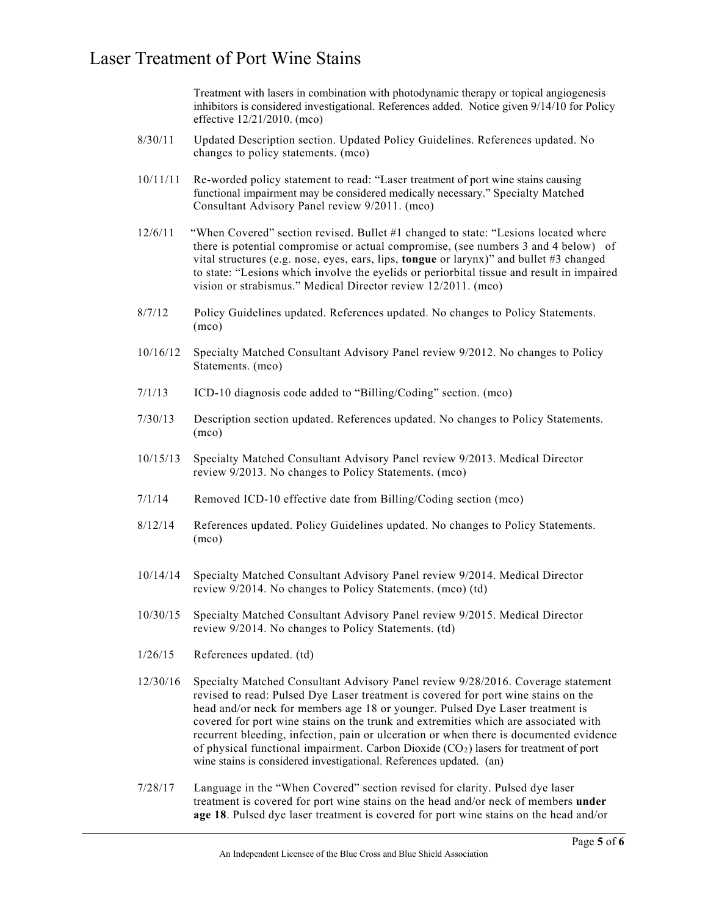Treatment with lasers in combination with photodynamic therapy or topical angiogenesis inhibitors is considered investigational. References added. Notice given 9/14/10 for Policy effective 12/21/2010. (mco)

8/30/11 Updated Description section. Updated Policy Guidelines. References updated. No changes to policy statements. (mco)

10/11/11 Re-worded policy statement to read: "Laser treatment of port wine stains causing functional impairment may be considered medically necessary." Specialty Matched Consultant Advisory Panel review 9/2011. (mco)

12/6/11 "When Covered" section revised. Bullet #1 changed to state: "Lesions located where there is potential compromise or actual compromise, (see numbers 3 and 4 below) of vital structures (e.g. nose, eyes, ears, lips, **tongue** or larynx)" and bullet #3 changed to state: "Lesions which involve the eyelids or periorbital tissue and result in impaired vision or strabismus." Medical Director review 12/2011. (mco)

8/7/12 Policy Guidelines updated. References updated. No changes to Policy Statements. (mco)

10/16/12 Specialty Matched Consultant Advisory Panel review 9/2012. No changes to Policy Statements. (mco)

7/1/13 ICD-10 diagnosis code added to "Billing/Coding" section. (mco)

7/30/13 Description section updated. References updated. No changes to Policy Statements. (mco)

10/15/13 Specialty Matched Consultant Advisory Panel review 9/2013. Medical Director review 9/2013. No changes to Policy Statements. (mco)

7/1/14 Removed ICD-10 effective date from Billing/Coding section (mco)

8/12/14 References updated. Policy Guidelines updated. No changes to Policy Statements. (mco)

10/14/14 Specialty Matched Consultant Advisory Panel review 9/2014. Medical Director review 9/2014. No changes to Policy Statements. (mco) (td)

10/30/15 Specialty Matched Consultant Advisory Panel review 9/2015. Medical Director review 9/2014. No changes to Policy Statements. (td)

1/26/15 References updated. (td)

12/30/16 Specialty Matched Consultant Advisory Panel review 9/28/2016. Coverage statement revised to read: Pulsed Dye Laser treatment is covered for port wine stains on the head and/or neck for members age 18 or younger. Pulsed Dye Laser treatment is covered for port wine stains on the trunk and extremities which are associated with recurrent bleeding, infection, pain or ulceration or when there is documented evidence of physical functional impairment. Carbon Dioxide ($CO_2$) lasers for treatment of port wine stains is considered investigational. References updated. (an)

7/28/17 Language in the "When Covered" section revised for clarity. Pulsed dye laser treatment is covered for port wine stains on the head and/or neck of members **under age 18**. Pulsed dye laser treatment is covered for port wine stains on the head and/or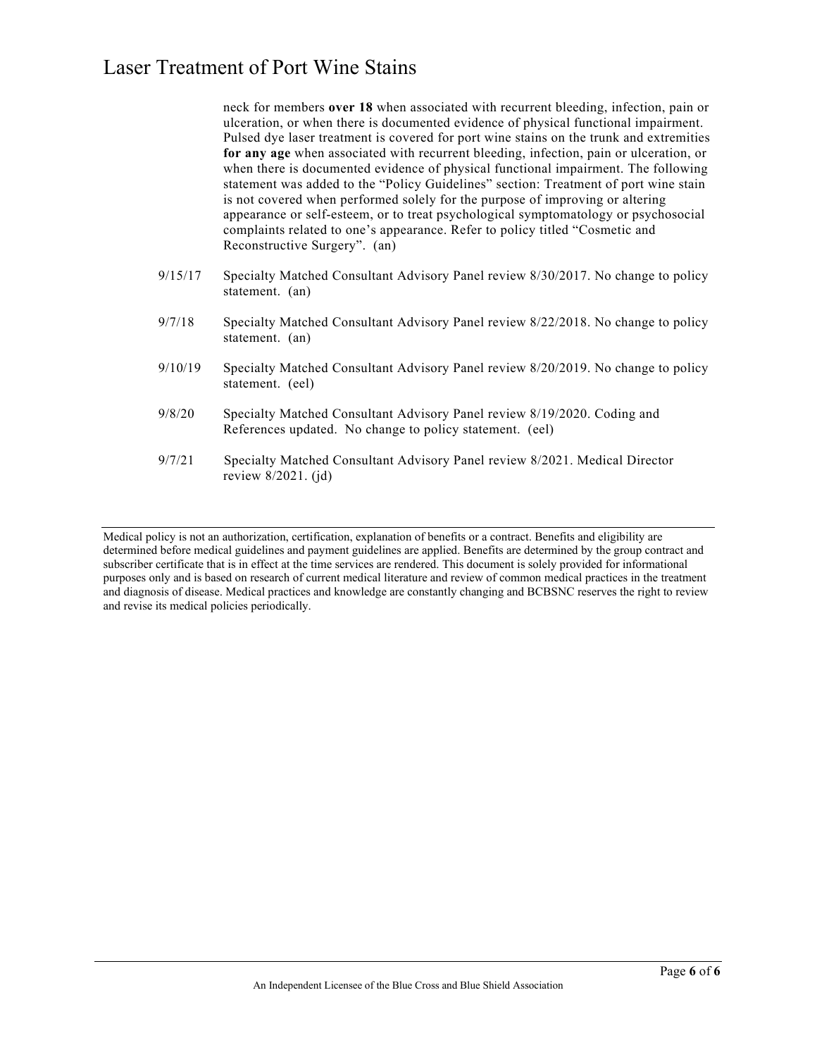neck for members **over 18** when associated with recurrent bleeding, infection, pain or ulceration, or when there is documented evidence of physical functional impairment. Pulsed dye laser treatment is covered for port wine stains on the trunk and extremities **for any age** when associated with recurrent bleeding, infection, pain or ulceration, or when there is documented evidence of physical functional impairment. The following statement was added to the "Policy Guidelines" section: Treatment of port wine stain is not covered when performed solely for the purpose of improving or altering appearance or self-esteem, or to treat psychological symptomatology or psychosocial complaints related to one's appearance. Refer to policy titled "Cosmetic and Reconstructive Surgery". (an)

| | |
|---|---|
| 9/15/17 | Specialty Matched Consultant Advisory Panel review 8/30/2017. No change to policy statement. (an) |
| 9/7/18 | Specialty Matched Consultant Advisory Panel review 8/22/2018. No change to policy statement. (an) |
| 9/10/19 | Specialty Matched Consultant Advisory Panel review 8/20/2019. No change to policy statement. (eel) |
| 9/8/20 | Specialty Matched Consultant Advisory Panel review 8/19/2020. Coding and References updated. No change to policy statement. (eel) |
| 9/7/21 | Specialty Matched Consultant Advisory Panel review 8/2021. Medical Director review 8/2021. (jd) |

Medical policy is not an authorization, certification, explanation of benefits or a contract. Benefits and eligibility are determined before medical guidelines and payment guidelines are applied. Benefits are determined by the group contract and subscriber certificate that is in effect at the time services are rendered. This document is solely provided for informational purposes only and is based on research of current medical literature and review of common medical practices in the treatment and diagnosis of disease. Medical practices and knowledge are constantly changing and BCBSNC reserves the right to review and revise its medical policies periodically.